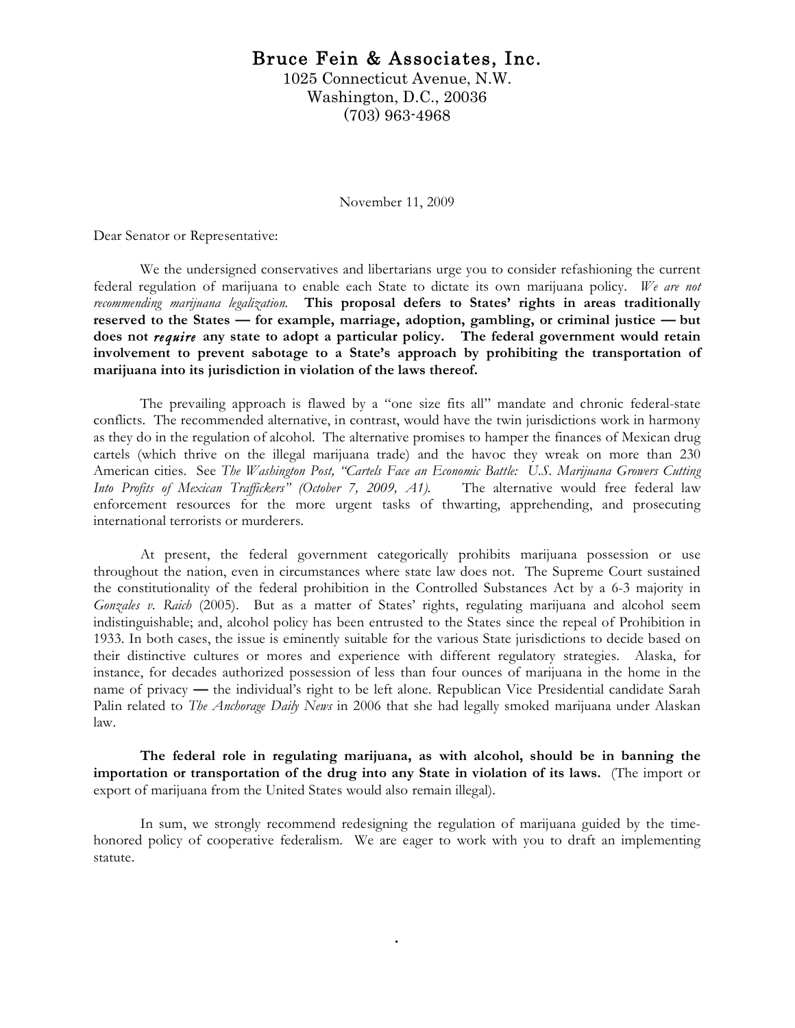# Bruce Fein & Associates, Inc.

1025 Connecticut Avenue, N.W.
Washington, D.C., 20036
(703) 963-4968

November 11, 2009

Dear Senator or Representative:

We the undersigned conservatives and libertarians urge you to consider refashioning the current federal regulation of marijuana to enable each State to dictate its own marijuana policy. *We are not recommending marijuana legalization.* **This proposal defers to States' rights in areas traditionally reserved to the States — for example, marriage, adoption, gambling, or criminal justice — but does not *require* any state to adopt a particular policy. The federal government would retain involvement to prevent sabotage to a State's approach by prohibiting the transportation of marijuana into its jurisdiction in violation of the laws thereof.**

The prevailing approach is flawed by a "one size fits all" mandate and chronic federal-state conflicts. The recommended alternative, in contrast, would have the twin jurisdictions work in harmony as they do in the regulation of alcohol. The alternative promises to hamper the finances of Mexican drug cartels (which thrive on the illegal marijuana trade) and the havoc they wreak on more than 230 American cities. See *The Washington Post, "Cartels Face an Economic Battle: U.S. Marijuana Growers Cutting Into Profits of Mexican Traffickers" (October 7, 2009, A1).* The alternative would free federal law enforcement resources for the more urgent tasks of thwarting, apprehending, and prosecuting international terrorists or murderers.

At present, the federal government categorically prohibits marijuana possession or use throughout the nation, even in circumstances where state law does not. The Supreme Court sustained the constitutionality of the federal prohibition in the Controlled Substances Act by a 6-3 majority in *Gonzales v. Raich* (2005). But as a matter of States' rights, regulating marijuana and alcohol seem indistinguishable; and, alcohol policy has been entrusted to the States since the repeal of Prohibition in 1933. In both cases, the issue is eminently suitable for the various State jurisdictions to decide based on their distinctive cultures or mores and experience with different regulatory strategies. Alaska, for instance, for decades authorized possession of less than four ounces of marijuana in the home in the name of privacy — the individual's right to be left alone. Republican Vice Presidential candidate Sarah Palin related to *The Anchorage Daily News* in 2006 that she had legally smoked marijuana under Alaskan law.

**The federal role in regulating marijuana, as with alcohol, should be in banning the importation or transportation of the drug into any State in violation of its laws.** (The import or export of marijuana from the United States would also remain illegal).

In sum, we strongly recommend redesigning the regulation of marijuana guided by the time-honored policy of cooperative federalism. We are eager to work with you to draft an implementing statute.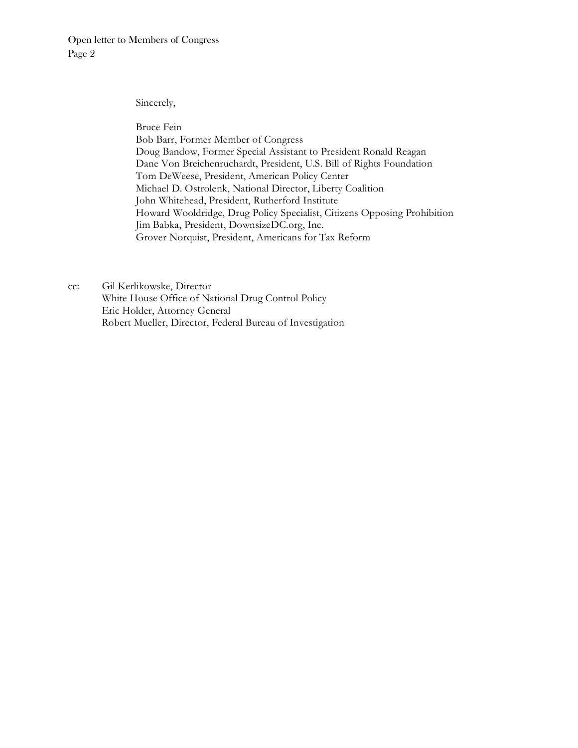Sincerely,

Bruce Fein
Bob Barr, Former Member of Congress
Doug Bandow, Former Special Assistant to President Ronald Reagan
Dane Von Breichenruchardt, President, U.S. Bill of Rights Foundation
Tom DeWeese, President, American Policy Center
Michael D. Ostrolenk, National Director, Liberty Coalition
John Whitehead, President, Rutherford Institute
Howard Wooldridge, Drug Policy Specialist, Citizens Opposing Prohibition
Jim Babka, President, DownsizeDC.org, Inc.
Grover Norquist, President, Americans for Tax Reform

cc: Gil Kerlikowske, Director
White House Office of National Drug Control Policy
Eric Holder, Attorney General
Robert Mueller, Director, Federal Bureau of Investigation